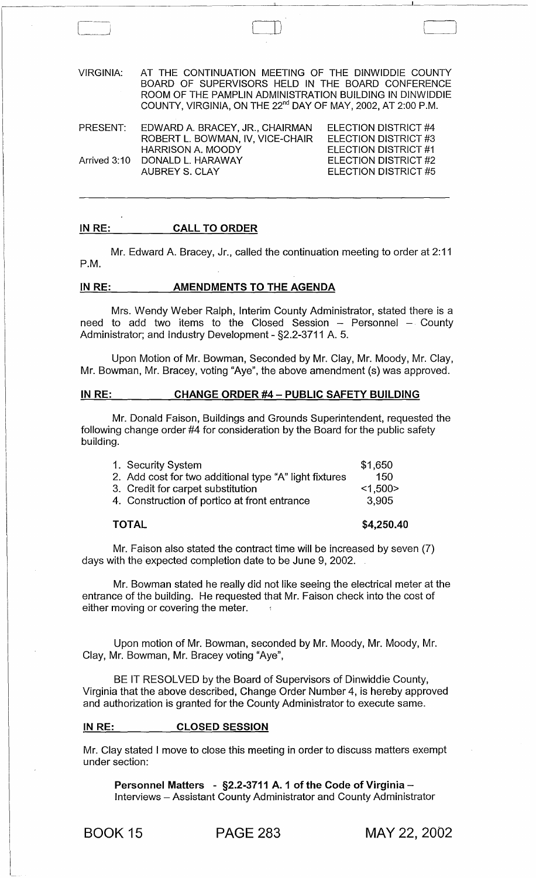VIRGINIA: AT THE CONTINUATION MEETING OF THE DINWIDDIE COUNTY BOARD OF SUPERVISORS HELD IN THE BOARD CONFERENCE ROOM OF THE PAMPLIN ADMINISTRATION BUILDING IN DINWIDDIE COUNTY, VIRGINIA, ON THE 22nd DAY OF MAY, 2002, AT 2:00 P.M.

| PRESENT: | EDWARD A. BRACEY, JR., CHAIRMAN | ELECTION DISTRICT #4 |
|---|---|---|
| | ROBERT L. BOWMAN, IV, VICE-CHAIR | ELECTION DISTRICT #3 |
| | HARRISON A. MOODY | ELECTION DISTRICT #1 |
| Arrived 3:10 | DONALD L. HARAWAY | ELECTION DISTRICT #2 |
| | AUBREY S. CLAY | ELECTION DISTRICT #5 |

**IN RE: CALL TO ORDER**

Mr. Edward A. Bracey, Jr., called the continuation meeting to order at 2:11 P.M.

**IN RE: AMENDMENTS TO THE AGENDA**

Mrs. Wendy Weber Ralph, Interim County Administrator, stated there is a need to add two items to the Closed Session – Personnel – County Administrator; and Industry Development - §2.2-3711 A. 5.

Upon Motion of Mr. Bowman, Seconded by Mr. Clay, Mr. Moody, Mr. Clay, Mr. Bowman, Mr. Bracey, voting "Aye", the above amendment (s) was approved.

**IN RE: CHANGE ORDER #4 – PUBLIC SAFETY BUILDING**

Mr. Donald Faison, Buildings and Grounds Superintendent, requested the following change order #4 for consideration by the Board for the public safety building.

| | |
|---|---|
| 1. Security System | $1,650 |
| 2. Add cost for two additional type "A" light fixtures | 150 |
| 3. Credit for carpet substitution | <1,500> |
| 4. Construction of portico at front entrance | 3,905 |
| **TOTAL** | **$4,250.40** |

Mr. Faison also stated the contract time will be increased by seven (7) days with the expected completion date to be June 9, 2002.

Mr. Bowman stated he really did not like seeing the electrical meter at the entrance of the building. He requested that Mr. Faison check into the cost of either moving or covering the meter.

Upon motion of Mr. Bowman, seconded by Mr. Moody, Mr. Moody, Mr. Clay, Mr. Bowman, Mr. Bracey voting "Aye",

BE IT RESOLVED by the Board of Supervisors of Dinwiddie County, Virginia that the above described, Change Order Number 4, is hereby approved and authorization is granted for the County Administrator to execute same.

**IN RE: CLOSED SESSION**

Mr. Clay stated I move to close this meeting in order to discuss matters exempt under section:

**Personnel Matters - §2.2-3711 A. 1 of the Code of Virginia –** Interviews – Assistant County Administrator and County Administrator

BOOK 15 PAGE 283 MAY 22, 2002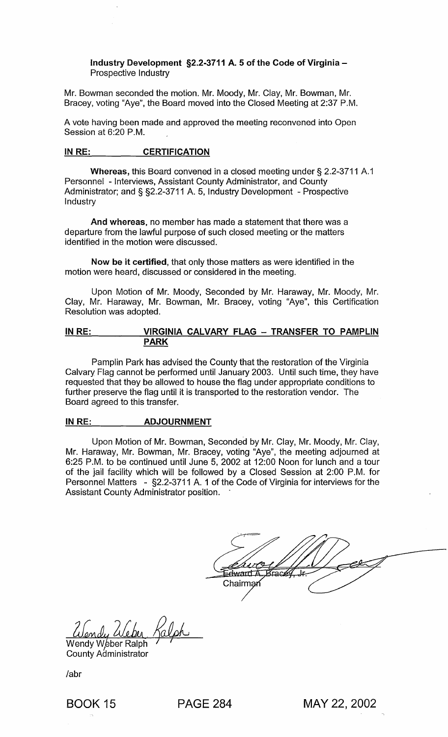**Industry Development §2.2-3711 A. 5 of the Code of Virginia –** Prospective Industry

Mr. Bowman seconded the motion. Mr. Moody, Mr. Clay, Mr. Bowman, Mr. Bracey, voting "Aye", the Board moved into the Closed Meeting at 2:37 P.M.

A vote having been made and approved the meeting reconvened into Open Session at 6:20 P.M.

**IN RE: CERTIFICATION**

**Whereas,** this Board convened in a closed meeting under § 2.2-3711 A.1 Personnel - Interviews, Assistant County Administrator, and County Administrator; and § §2.2-3711 A. 5, Industry Development - Prospective Industry

**And whereas,** no member has made a statement that there was a departure from the lawful purpose of such closed meeting or the matters identified in the motion were discussed.

**Now be it certified,** that only those matters as were identified in the motion were heard, discussed or considered in the meeting.

Upon Motion of Mr. Moody, Seconded by Mr. Haraway, Mr. Moody, Mr. Clay, Mr. Haraway, Mr. Bowman, Mr. Bracey, voting "Aye", this Certification Resolution was adopted.

**IN RE: VIRGINIA CALVARY FLAG – TRANSFER TO PAMPLIN PARK**

Pamplin Park has advised the County that the restoration of the Virginia Calvary Flag cannot be performed until January 2003. Until such time, they have requested that they be allowed to house the flag under appropriate conditions to further preserve the flag until it is transported to the restoration vendor. The Board agreed to this transfer.

**IN RE: ADJOURNMENT**

Upon Motion of Mr. Bowman, Seconded by Mr. Clay, Mr. Moody, Mr. Clay, Mr. Haraway, Mr. Bowman, Mr. Bracey, voting "Aye", the meeting adjourned at 6:25 P.M. to be continued until June 5, 2002 at 12:00 Noon for lunch and a tour of the jail facility which will be followed by a Closed Session at 2:00 P.M. for Personnel Matters - §2.2-3711 A. 1 of the Code of Virginia for interviews for the Assistant County Administrator position.

Edward A. Bracey, Jr.
Chairman

Wendy Weber Ralph
County Administrator

/abr

BOOK 15 PAGE 284 MAY 22, 2002